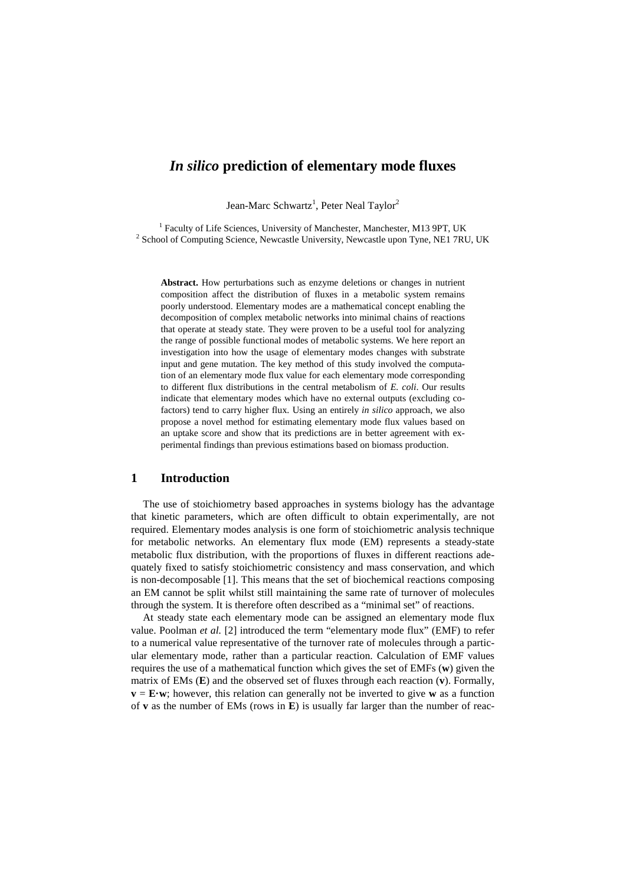# *In silico* prediction of elementary mode fluxes

Jean-Marc Schwartz[1], Peter Neal Taylor[2]

[1] Faculty of Life Sciences, University of Manchester, Manchester, M13 9PT, UK
[2] School of Computing Science, Newcastle University, Newcastle upon Tyne, NE1 7RU, UK

**Abstract.** How perturbations such as enzyme deletions or changes in nutrient composition affect the distribution of fluxes in a metabolic system remains poorly understood. Elementary modes are a mathematical concept enabling the decomposition of complex metabolic networks into minimal chains of reactions that operate at steady state. They were proven to be a useful tool for analyzing the range of possible functional modes of metabolic systems. We here report an investigation into how the usage of elementary modes changes with substrate input and gene mutation. The key method of this study involved the computation of an elementary mode flux value for each elementary mode corresponding to different flux distributions in the central metabolism of *E. coli*. Our results indicate that elementary modes which have no external outputs (excluding co-factors) tend to carry higher flux. Using an entirely *in silico* approach, we also propose a novel method for estimating elementary mode flux values based on an uptake score and show that its predictions are in better agreement with experimental findings than previous estimations based on biomass production.

## 1 Introduction

The use of stoichiometry based approaches in systems biology has the advantage that kinetic parameters, which are often difficult to obtain experimentally, are not required. Elementary modes analysis is one form of stoichiometric analysis technique for metabolic networks. An elementary flux mode (EM) represents a steady-state metabolic flux distribution, with the proportions of fluxes in different reactions adequately fixed to satisfy stoichiometric consistency and mass conservation, and which is non-decomposable [1]. This means that the set of biochemical reactions composing an EM cannot be split whilst still maintaining the same rate of turnover of molecules through the system. It is therefore often described as a "minimal set" of reactions.

At steady state each elementary mode can be assigned an elementary mode flux value. Poolman *et al.* [2] introduced the term "elementary mode flux" (EMF) to refer to a numerical value representative of the turnover rate of molecules through a particular elementary mode, rather than a particular reaction. Calculation of EMF values requires the use of a mathematical function which gives the set of EMFs ($\mathbf{w}$) given the matrix of EMs ($\mathbf{E}$) and the observed set of fluxes through each reaction ($\mathbf{v}$). Formally, $\mathbf{v} = \mathbf{E} \cdot \mathbf{w}$; however, this relation can generally not be inverted to give $\mathbf{w}$ as a function of $\mathbf{v}$ as the number of EMs (rows in $\mathbf{E}$) is usually far larger than the number of reac-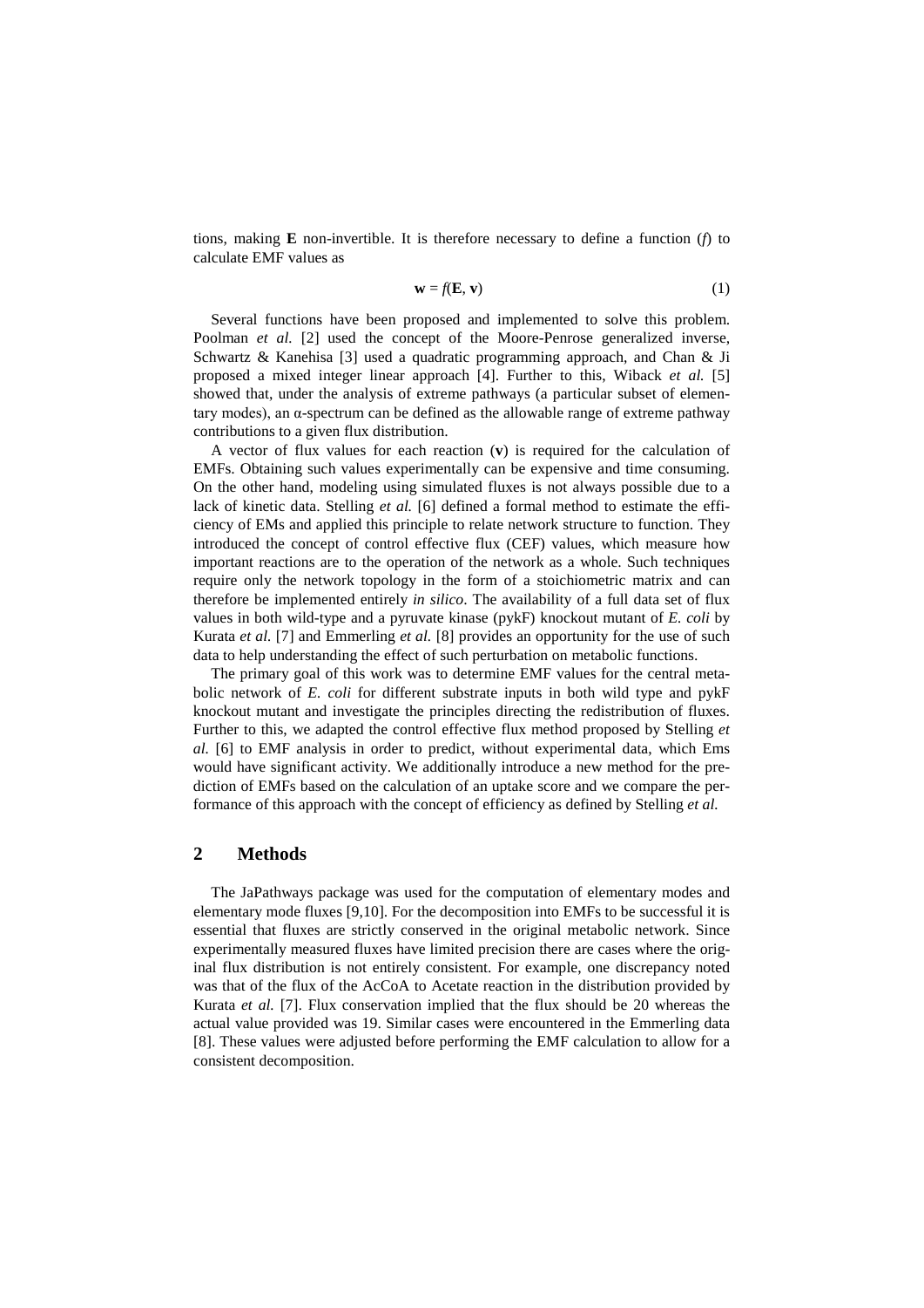tions, making **E** non-invertible. It is therefore necessary to define a function ($f$) to calculate EMF values as

$$\mathbf{w} = f(\mathbf{E}, \mathbf{v}) \tag{1}$$

Several functions have been proposed and implemented to solve this problem. Poolman *et al.* [2] used the concept of the Moore-Penrose generalized inverse, Schwartz & Kanehisa [3] used a quadratic programming approach, and Chan & Ji proposed a mixed integer linear approach [4]. Further to this, Wiback *et al.* [5] showed that, under the analysis of extreme pathways (a particular subset of elementary modes), an α-spectrum can be defined as the allowable range of extreme pathway contributions to a given flux distribution.

A vector of flux values for each reaction (**v**) is required for the calculation of EMFs. Obtaining such values experimentally can be expensive and time consuming. On the other hand, modeling using simulated fluxes is not always possible due to a lack of kinetic data. Stelling *et al.* [6] defined a formal method to estimate the efficiency of EMs and applied this principle to relate network structure to function. They introduced the concept of control effective flux (CEF) values, which measure how important reactions are to the operation of the network as a whole. Such techniques require only the network topology in the form of a stoichiometric matrix and can therefore be implemented entirely *in silico*. The availability of a full data set of flux values in both wild-type and a pyruvate kinase (pykF) knockout mutant of *E. coli* by Kurata *et al.* [7] and Emmerling *et al.* [8] provides an opportunity for the use of such data to help understanding the effect of such perturbation on metabolic functions.

The primary goal of this work was to determine EMF values for the central metabolic network of *E. coli* for different substrate inputs in both wild type and pykF knockout mutant and investigate the principles directing the redistribution of fluxes. Further to this, we adapted the control effective flux method proposed by Stelling *et al.* [6] to EMF analysis in order to predict, without experimental data, which Ems would have significant activity. We additionally introduce a new method for the prediction of EMFs based on the calculation of an uptake score and we compare the performance of this approach with the concept of efficiency as defined by Stelling *et al.*

## 2 Methods

The JaPathways package was used for the computation of elementary modes and elementary mode fluxes [9,10]. For the decomposition into EMFs to be successful it is essential that fluxes are strictly conserved in the original metabolic network. Since experimentally measured fluxes have limited precision there are cases where the original flux distribution is not entirely consistent. For example, one discrepancy noted was that of the flux of the AcCoA to Acetate reaction in the distribution provided by Kurata *et al.* [7]. Flux conservation implied that the flux should be 20 whereas the actual value provided was 19. Similar cases were encountered in the Emmerling data [8]. These values were adjusted before performing the EMF calculation to allow for a consistent decomposition.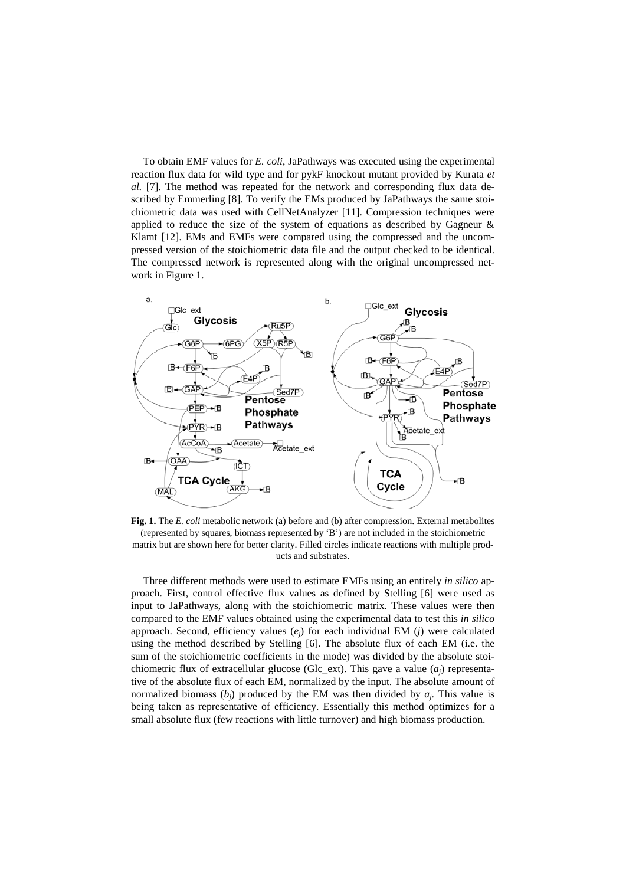To obtain EMF values for *E. coli*, JaPathways was executed using the experimental reaction flux data for wild type and for pykF knockout mutant provided by Kurata *et al.* [7]. The method was repeated for the network and corresponding flux data described by Emmerling [8]. To verify the EMs produced by JaPathways the same stoichiometric data was used with CellNetAnalyzer [11]. Compression techniques were applied to reduce the size of the system of equations as described by Gagneur & Klamt [12]. EMs and EMFs were compared using the compressed and the uncompressed version of the stoichiometric data file and the output checked to be identical. The compressed network is represented along with the original uncompressed network in Figure 1.

**Fig. 1.** The *E. coli* metabolic network (a) before and (b) after compression. External metabolites (represented by squares, biomass represented by 'B') are not included in the stoichiometric matrix but are shown here for better clarity. Filled circles indicate reactions with multiple products and substrates.

Three different methods were used to estimate EMFs using an entirely *in silico* approach. First, control effective flux values as defined by Stelling [6] were used as input to JaPathways, along with the stoichiometric matrix. These values were then compared to the EMF values obtained using the experimental data to test this *in silico* approach. Second, efficiency values ($e_j$) for each individual EM ($j$) were calculated using the method described by Stelling [6]. The absolute flux of each EM (i.e. the sum of the stoichiometric coefficients in the mode) was divided by the absolute stoichiometric flux of extracellular glucose (Glc_ext). This gave a value ($a_j$) representative of the absolute flux of each EM, normalized by the input. The absolute amount of normalized biomass ($b_j$) produced by the EM was then divided by $a_j$. This value is being taken as representative of efficiency. Essentially this method optimizes for a small absolute flux (few reactions with little turnover) and high biomass production.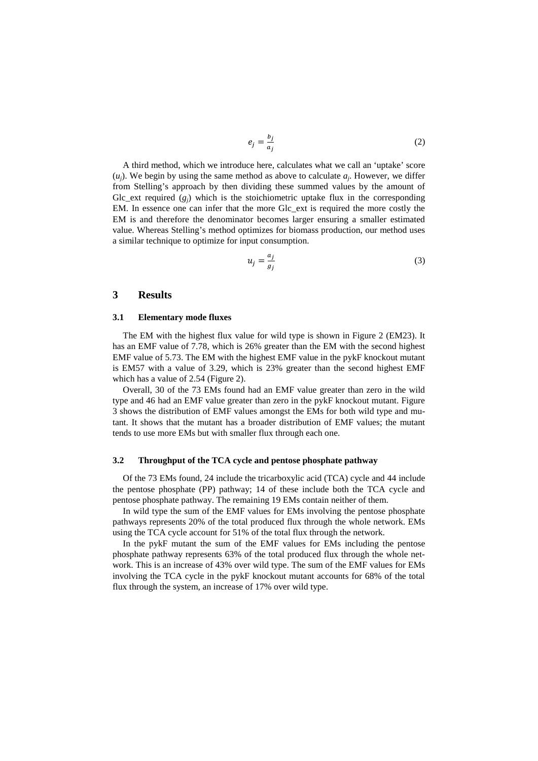$$e_j = \frac{b_j}{a_j} \tag{2}$$

A third method, which we introduce here, calculates what we call an 'uptake' score ($u_j$). We begin by using the same method as above to calculate $a_j$. However, we differ from Stelling's approach by then dividing these summed values by the amount of Glc_ext required ($g_j$) which is the stoichiometric uptake flux in the corresponding EM. In essence one can infer that the more Glc_ext is required the more costly the EM is and therefore the denominator becomes larger ensuring a smaller estimated value. Whereas Stelling's method optimizes for biomass production, our method uses a similar technique to optimize for input consumption.

$$u_j = \frac{a_j}{g_j} \tag{3}$$

## 3 Results

### 3.1 Elementary mode fluxes

The EM with the highest flux value for wild type is shown in Figure 2 (EM23). It has an EMF value of 7.78, which is 26% greater than the EM with the second highest EMF value of 5.73. The EM with the highest EMF value in the pykF knockout mutant is EM57 with a value of 3.29, which is 23% greater than the second highest EMF which has a value of 2.54 (Figure 2).

Overall, 30 of the 73 EMs found had an EMF value greater than zero in the wild type and 46 had an EMF value greater than zero in the pykF knockout mutant. Figure 3 shows the distribution of EMF values amongst the EMs for both wild type and mutant. It shows that the mutant has a broader distribution of EMF values; the mutant tends to use more EMs but with smaller flux through each one.

### 3.2 Throughput of the TCA cycle and pentose phosphate pathway

Of the 73 EMs found, 24 include the tricarboxylic acid (TCA) cycle and 44 include the pentose phosphate (PP) pathway; 14 of these include both the TCA cycle and pentose phosphate pathway. The remaining 19 EMs contain neither of them.

In wild type the sum of the EMF values for EMs involving the pentose phosphate pathways represents 20% of the total produced flux through the whole network. EMs using the TCA cycle account for 51% of the total flux through the network.

In the pykF mutant the sum of the EMF values for EMs including the pentose phosphate pathway represents 63% of the total produced flux through the whole network. This is an increase of 43% over wild type. The sum of the EMF values for EMs involving the TCA cycle in the pykF knockout mutant accounts for 68% of the total flux through the system, an increase of 17% over wild type.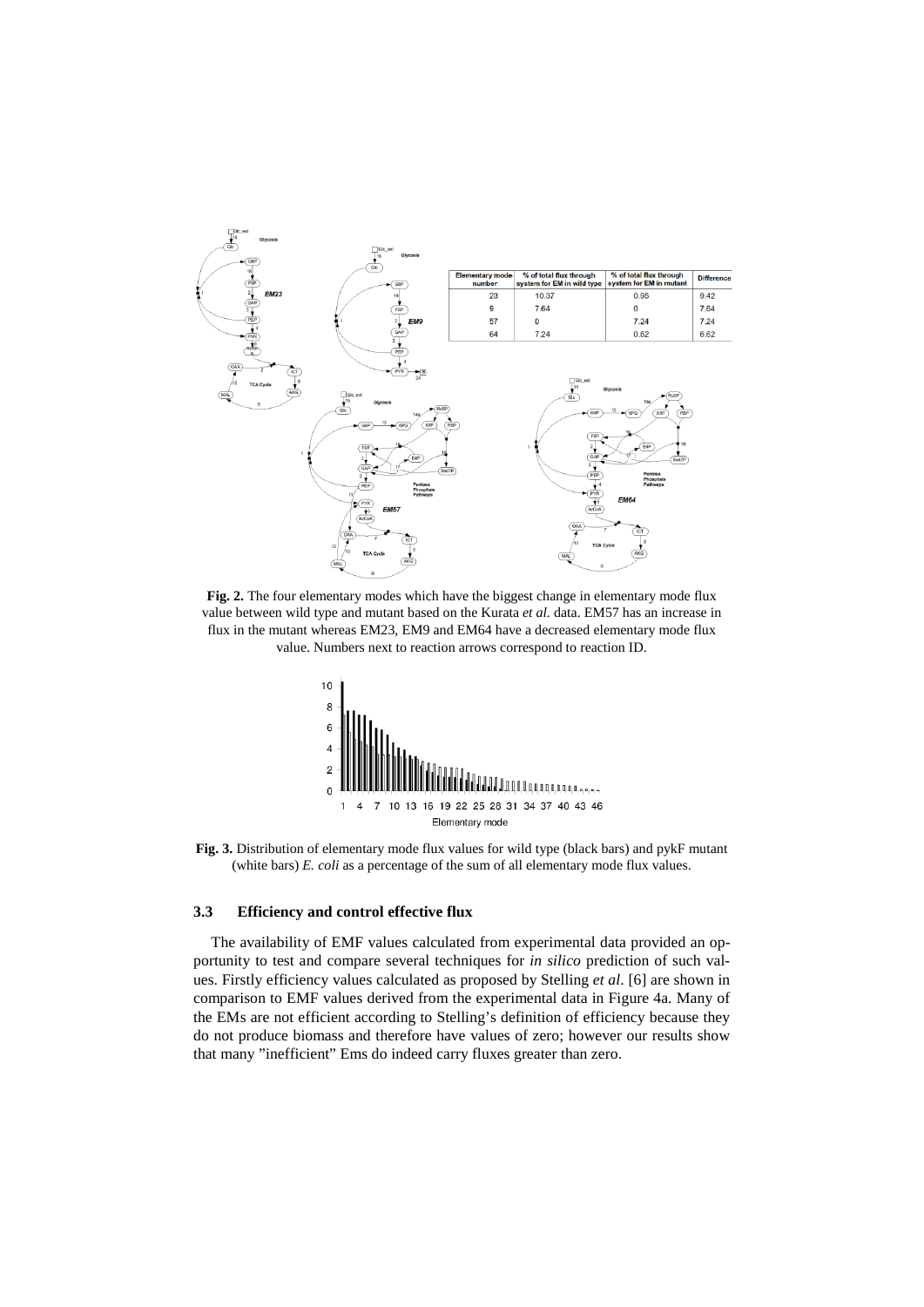| Elementary mode number | % of total flux through system for EM in wild type | % of total flux through system for EM in mutant | Difference |
|---|---|---|---|
| 23 | 10.37 | 0.95 | 9.42 |
| 9 | 7.64 | 0 | 7.64 |
| 57 | 0 | 7.24 | 7.24 |
| 64 | 7.24 | 0.62 | 6.62 |

**Fig. 2.** The four elementary modes which have the biggest change in elementary mode flux value between wild type and mutant based on the Kurata *et al.* data. EM57 has an increase in flux in the mutant whereas EM23, EM9 and EM64 have a decreased elementary mode flux value. Numbers next to reaction arrows correspond to reaction ID.

**Fig. 3.** Distribution of elementary mode flux values for wild type (black bars) and pykF mutant (white bars) *E. coli* as a percentage of the sum of all elementary mode flux values.

### 3.3 Efficiency and control effective flux

The availability of EMF values calculated from experimental data provided an opportunity to test and compare several techniques for *in silico* prediction of such values. Firstly efficiency values calculated as proposed by Stelling *et al*. [6] are shown in comparison to EMF values derived from the experimental data in Figure 4a. Many of the EMs are not efficient according to Stelling's definition of efficiency because they do not produce biomass and therefore have values of zero; however our results show that many "inefficient" Ems do indeed carry fluxes greater than zero.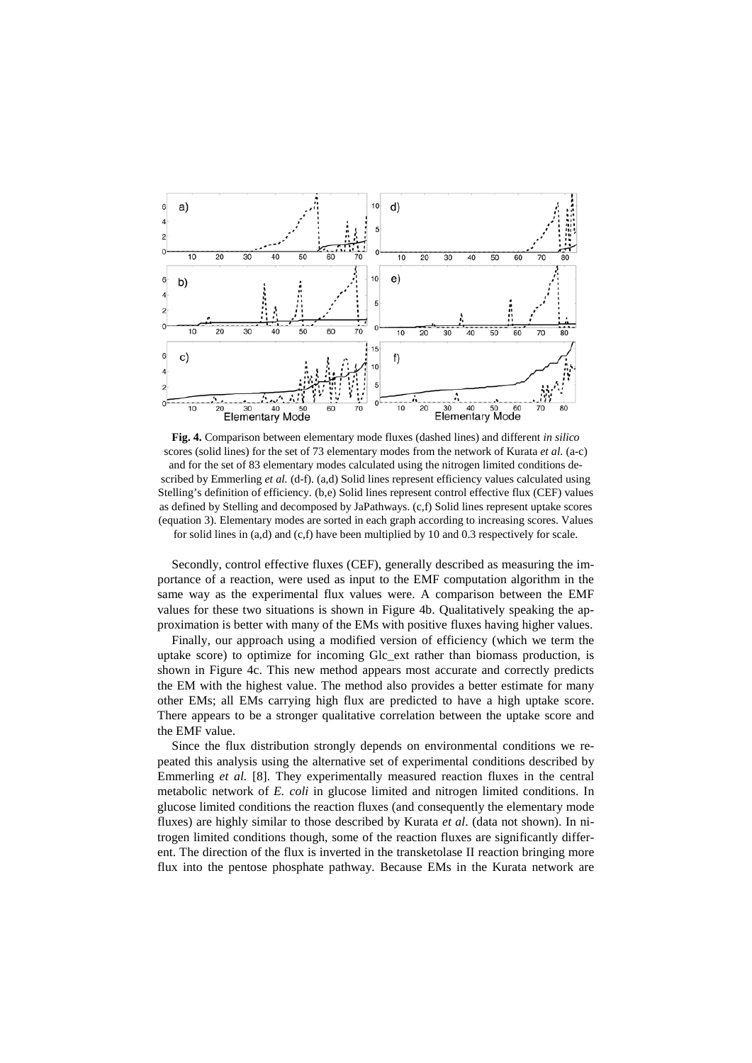**Fig. 4.** Comparison between elementary mode fluxes (dashed lines) and different *in silico* scores (solid lines) for the set of 73 elementary modes from the network of Kurata *et al.* (a-c) and for the set of 83 elementary modes calculated using the nitrogen limited conditions described by Emmerling *et al.* (d-f). (a,d) Solid lines represent efficiency values calculated using Stelling's definition of efficiency. (b,e) Solid lines represent control effective flux (CEF) values as defined by Stelling and decomposed by JaPathways. (c,f) Solid lines represent uptake scores (equation 3). Elementary modes are sorted in each graph according to increasing scores. Values for solid lines in (a,d) and (c,f) have been multiplied by 10 and 0.3 respectively for scale.

Secondly, control effective fluxes (CEF), generally described as measuring the importance of a reaction, were used as input to the EMF computation algorithm in the same way as the experimental flux values were. A comparison between the EMF values for these two situations is shown in Figure 4b. Qualitatively speaking the approximation is better with many of the EMs with positive fluxes having higher values.

Finally, our approach using a modified version of efficiency (which we term the uptake score) to optimize for incoming Glc_ext rather than biomass production, is shown in Figure 4c. This new method appears most accurate and correctly predicts the EM with the highest value. The method also provides a better estimate for many other EMs; all EMs carrying high flux are predicted to have a high uptake score. There appears to be a stronger qualitative correlation between the uptake score and the EMF value.

Since the flux distribution strongly depends on environmental conditions we repeated this analysis using the alternative set of experimental conditions described by Emmerling *et al.* [8]. They experimentally measured reaction fluxes in the central metabolic network of *E. coli* in glucose limited and nitrogen limited conditions. In glucose limited conditions the reaction fluxes (and consequently the elementary mode fluxes) are highly similar to those described by Kurata *et al*. (data not shown). In nitrogen limited conditions though, some of the reaction fluxes are significantly different. The direction of the flux is inverted in the transketolase II reaction bringing more flux into the pentose phosphate pathway. Because EMs in the Kurata network are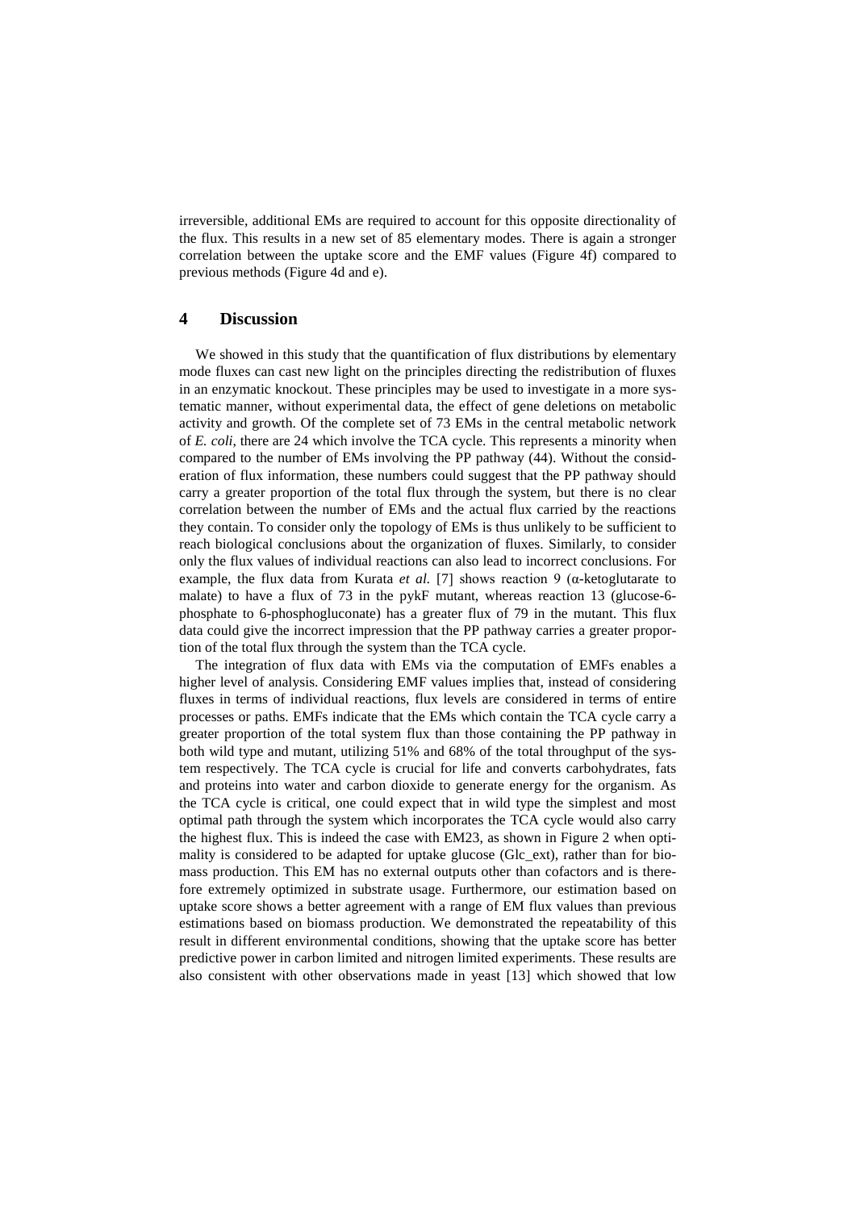irreversible, additional EMs are required to account for this opposite directionality of the flux. This results in a new set of 85 elementary modes. There is again a stronger correlation between the uptake score and the EMF values (Figure 4f) compared to previous methods (Figure 4d and e).

## 4 Discussion

We showed in this study that the quantification of flux distributions by elementary mode fluxes can cast new light on the principles directing the redistribution of fluxes in an enzymatic knockout. These principles may be used to investigate in a more systematic manner, without experimental data, the effect of gene deletions on metabolic activity and growth. Of the complete set of 73 EMs in the central metabolic network of *E. coli,* there are 24 which involve the TCA cycle. This represents a minority when compared to the number of EMs involving the PP pathway (44). Without the consideration of flux information, these numbers could suggest that the PP pathway should carry a greater proportion of the total flux through the system, but there is no clear correlation between the number of EMs and the actual flux carried by the reactions they contain. To consider only the topology of EMs is thus unlikely to be sufficient to reach biological conclusions about the organization of fluxes. Similarly, to consider only the flux values of individual reactions can also lead to incorrect conclusions. For example, the flux data from Kurata *et al.* [7] shows reaction 9 (α-ketoglutarate to malate) to have a flux of 73 in the pykF mutant, whereas reaction 13 (glucose-6-phosphate to 6-phosphogluconate) has a greater flux of 79 in the mutant. This flux data could give the incorrect impression that the PP pathway carries a greater proportion of the total flux through the system than the TCA cycle.

The integration of flux data with EMs via the computation of EMFs enables a higher level of analysis. Considering EMF values implies that, instead of considering fluxes in terms of individual reactions, flux levels are considered in terms of entire processes or paths. EMFs indicate that the EMs which contain the TCA cycle carry a greater proportion of the total system flux than those containing the PP pathway in both wild type and mutant, utilizing 51% and 68% of the total throughput of the system respectively. The TCA cycle is crucial for life and converts carbohydrates, fats and proteins into water and carbon dioxide to generate energy for the organism. As the TCA cycle is critical, one could expect that in wild type the simplest and most optimal path through the system which incorporates the TCA cycle would also carry the highest flux. This is indeed the case with EM23, as shown in Figure 2 when optimality is considered to be adapted for uptake glucose (Glc_ext), rather than for biomass production. This EM has no external outputs other than cofactors and is therefore extremely optimized in substrate usage. Furthermore, our estimation based on uptake score shows a better agreement with a range of EM flux values than previous estimations based on biomass production. We demonstrated the repeatability of this result in different environmental conditions, showing that the uptake score has better predictive power in carbon limited and nitrogen limited experiments. These results are also consistent with other observations made in yeast [13] which showed that low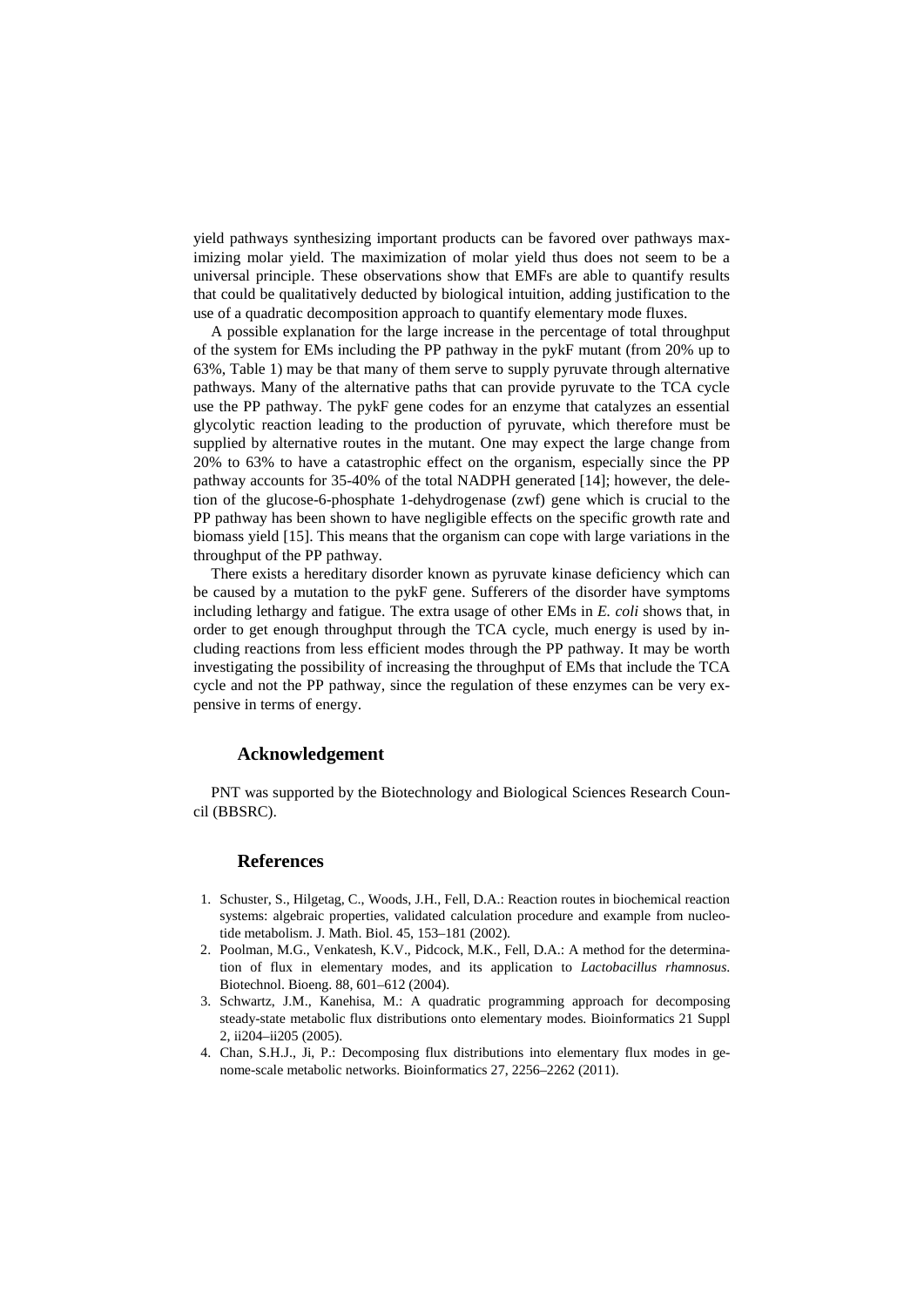yield pathways synthesizing important products can be favored over pathways maximizing molar yield. The maximization of molar yield thus does not seem to be a universal principle. These observations show that EMFs are able to quantify results that could be qualitatively deducted by biological intuition, adding justification to the use of a quadratic decomposition approach to quantify elementary mode fluxes.

A possible explanation for the large increase in the percentage of total throughput of the system for EMs including the PP pathway in the pykF mutant (from 20% up to 63%, Table 1) may be that many of them serve to supply pyruvate through alternative pathways. Many of the alternative paths that can provide pyruvate to the TCA cycle use the PP pathway. The pykF gene codes for an enzyme that catalyzes an essential glycolytic reaction leading to the production of pyruvate, which therefore must be supplied by alternative routes in the mutant. One may expect the large change from 20% to 63% to have a catastrophic effect on the organism, especially since the PP pathway accounts for 35-40% of the total NADPH generated [14]; however, the deletion of the glucose-6-phosphate 1-dehydrogenase (zwf) gene which is crucial to the PP pathway has been shown to have negligible effects on the specific growth rate and biomass yield [15]. This means that the organism can cope with large variations in the throughput of the PP pathway.

There exists a hereditary disorder known as pyruvate kinase deficiency which can be caused by a mutation to the pykF gene. Sufferers of the disorder have symptoms including lethargy and fatigue. The extra usage of other EMs in *E. coli* shows that, in order to get enough throughput through the TCA cycle, much energy is used by including reactions from less efficient modes through the PP pathway. It may be worth investigating the possibility of increasing the throughput of EMs that include the TCA cycle and not the PP pathway, since the regulation of these enzymes can be very expensive in terms of energy.

## Acknowledgement

PNT was supported by the Biotechnology and Biological Sciences Research Council (BBSRC).

## References

1. Schuster, S., Hilgetag, C., Woods, J.H., Fell, D.A.: Reaction routes in biochemical reaction systems: algebraic properties, validated calculation procedure and example from nucleotide metabolism. J. Math. Biol. 45, 153–181 (2002).
2. Poolman, M.G., Venkatesh, K.V., Pidcock, M.K., Fell, D.A.: A method for the determination of flux in elementary modes, and its application to *Lactobacillus rhamnosus*. Biotechnol. Bioeng. 88, 601–612 (2004).
3. Schwartz, J.M., Kanehisa, M.: A quadratic programming approach for decomposing steady-state metabolic flux distributions onto elementary modes. Bioinformatics 21 Suppl 2, ii204–ii205 (2005).
4. Chan, S.H.J., Ji, P.: Decomposing flux distributions into elementary flux modes in genome-scale metabolic networks. Bioinformatics 27, 2256–2262 (2011).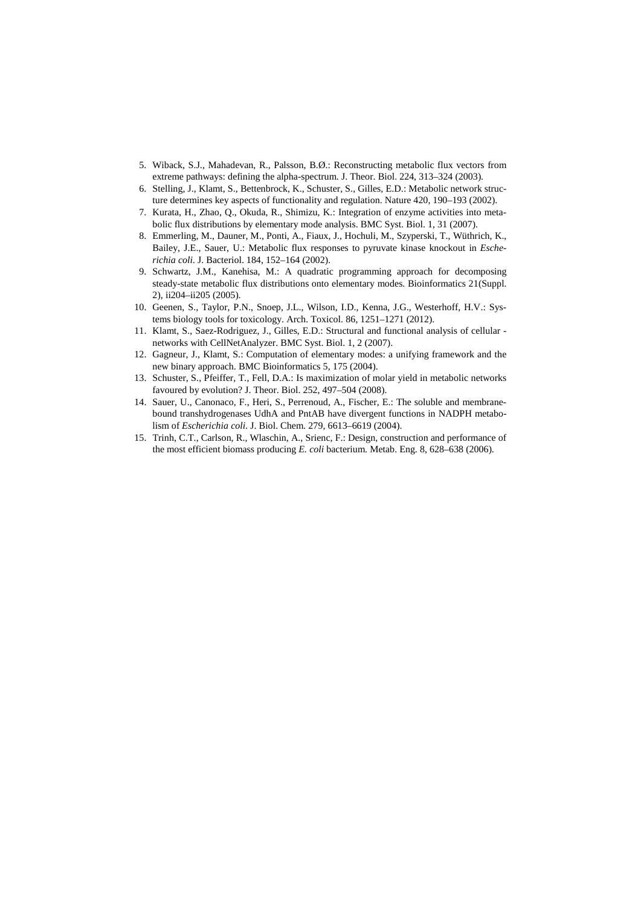5. Wiback, S.J., Mahadevan, R., Palsson, B.Ø.: Reconstructing metabolic flux vectors from extreme pathways: defining the alpha-spectrum. J. Theor. Biol. 224, 313–324 (2003).
6. Stelling, J., Klamt, S., Bettenbrock, K., Schuster, S., Gilles, E.D.: Metabolic network structure determines key aspects of functionality and regulation. Nature 420, 190–193 (2002).
7. Kurata, H., Zhao, Q., Okuda, R., Shimizu, K.: Integration of enzyme activities into metabolic flux distributions by elementary mode analysis. BMC Syst. Biol. 1, 31 (2007).
8. Emmerling, M., Dauner, M., Ponti, A., Fiaux, J., Hochuli, M., Szyperski, T., Wüthrich, K., Bailey, J.E., Sauer, U.: Metabolic flux responses to pyruvate kinase knockout in *Escherichia coli*. J. Bacteriol. 184, 152–164 (2002).
9. Schwartz, J.M., Kanehisa, M.: A quadratic programming approach for decomposing steady-state metabolic flux distributions onto elementary modes. Bioinformatics 21(Suppl. 2), ii204–ii205 (2005).
10. Geenen, S., Taylor, P.N., Snoep, J.L., Wilson, I.D., Kenna, J.G., Westerhoff, H.V.: Systems biology tools for toxicology. Arch. Toxicol. 86, 1251–1271 (2012).
11. Klamt, S., Saez-Rodriguez, J., Gilles, E.D.: Structural and functional analysis of cellular - networks with CellNetAnalyzer. BMC Syst. Biol. 1, 2 (2007).
12. Gagneur, J., Klamt, S.: Computation of elementary modes: a unifying framework and the new binary approach. BMC Bioinformatics 5, 175 (2004).
13. Schuster, S., Pfeiffer, T., Fell, D.A.: Is maximization of molar yield in metabolic networks favoured by evolution? J. Theor. Biol. 252, 497–504 (2008).
14. Sauer, U., Canonaco, F., Heri, S., Perrenoud, A., Fischer, E.: The soluble and membrane-bound transhydrogenases UdhA and PntAB have divergent functions in NADPH metabolism of *Escherichia coli*. J. Biol. Chem. 279, 6613–6619 (2004).
15. Trinh, C.T., Carlson, R., Wlaschin, A., Srienc, F.: Design, construction and performance of the most efficient biomass producing *E. coli* bacterium. Metab. Eng. 8, 628–638 (2006).